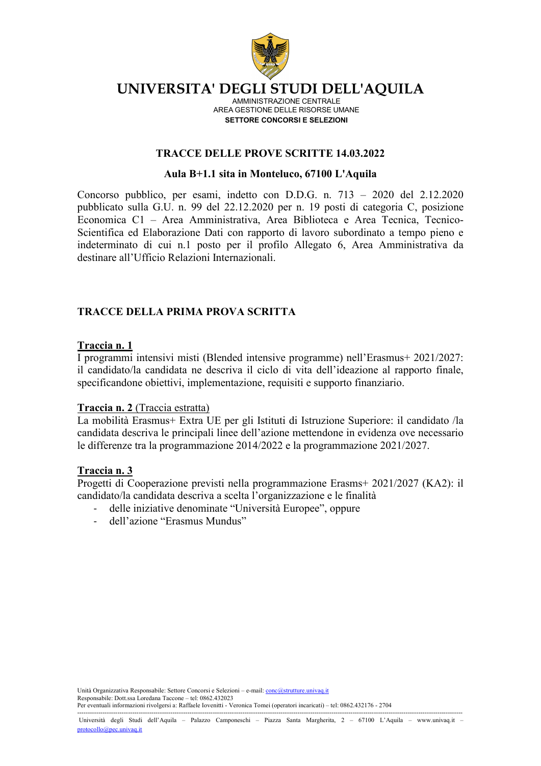# UNIVERSITA' DEGLI STUDI DELL'AQUILA

AMMINISTRAZIONE CENTRALE
AREA GESTIONE DELLE RISORSE UMANE
**SETTORE CONCORSI E SELEZIONI**

## TRACCE DELLE PROVE SCRITTE 14.03.2022

**Aula B+1.1 sita in Monteluco, 67100 L'Aquila**

Concorso pubblico, per esami, indetto con D.D.G. n. 713 – 2020 del 2.12.2020 pubblicato sulla G.U. n. 99 del 22.12.2020 per n. 19 posti di categoria C, posizione Economica C1 – Area Amministrativa, Area Biblioteca e Area Tecnica, Tecnico-Scientifica ed Elaborazione Dati con rapporto di lavoro subordinato a tempo pieno e indeterminato di cui n.1 posto per il profilo Allegato 6, Area Amministrativa da destinare all'Ufficio Relazioni Internazionali.

## TRACCE DELLA PRIMA PROVA SCRITTA

**Traccia n. 1**
I programmi intensivi misti (Blended intensive programme) nell'Erasmus+ 2021/2027: il candidato/la candidata ne descriva il ciclo di vita dell'ideazione al rapporto finale, specificandone obiettivi, implementazione, requisiti e supporto finanziario.

**Traccia n. 2** (Traccia estratta)
La mobilità Erasmus+ Extra UE per gli Istituti di Istruzione Superiore: il candidato /la candidata descriva le principali linee dell'azione mettendone in evidenza ove necessario le differenze tra la programmazione 2014/2022 e la programmazione 2021/2027.

**Traccia n. 3**
Progetti di Cooperazione previsti nella programmazione Erasms+ 2021/2027 (KA2): il candidato/la candidata descriva a scelta l'organizzazione e le finalità

- delle iniziative denominate "Università Europee", oppure
- dell'azione "Erasmus Mundus"

Unità Organizzativa Responsabile: Settore Concorsi e Selezioni – e-mail: conc@strutture.univaq.it
Responsabile: Dott.ssa Loredana Taccone – tel: 0862.432023
Per eventuali informazioni rivolgersi a: Raffaele Iovenitti - Veronica Tomei (operatori incaricati) – tel: 0862.432176 - 2704

Università degli Studi dell'Aquila – Palazzo Camponeschi – Piazza Santa Margherita, 2 – 67100 L'Aquila – www.univaq.it – protocollo@pec.univaq.it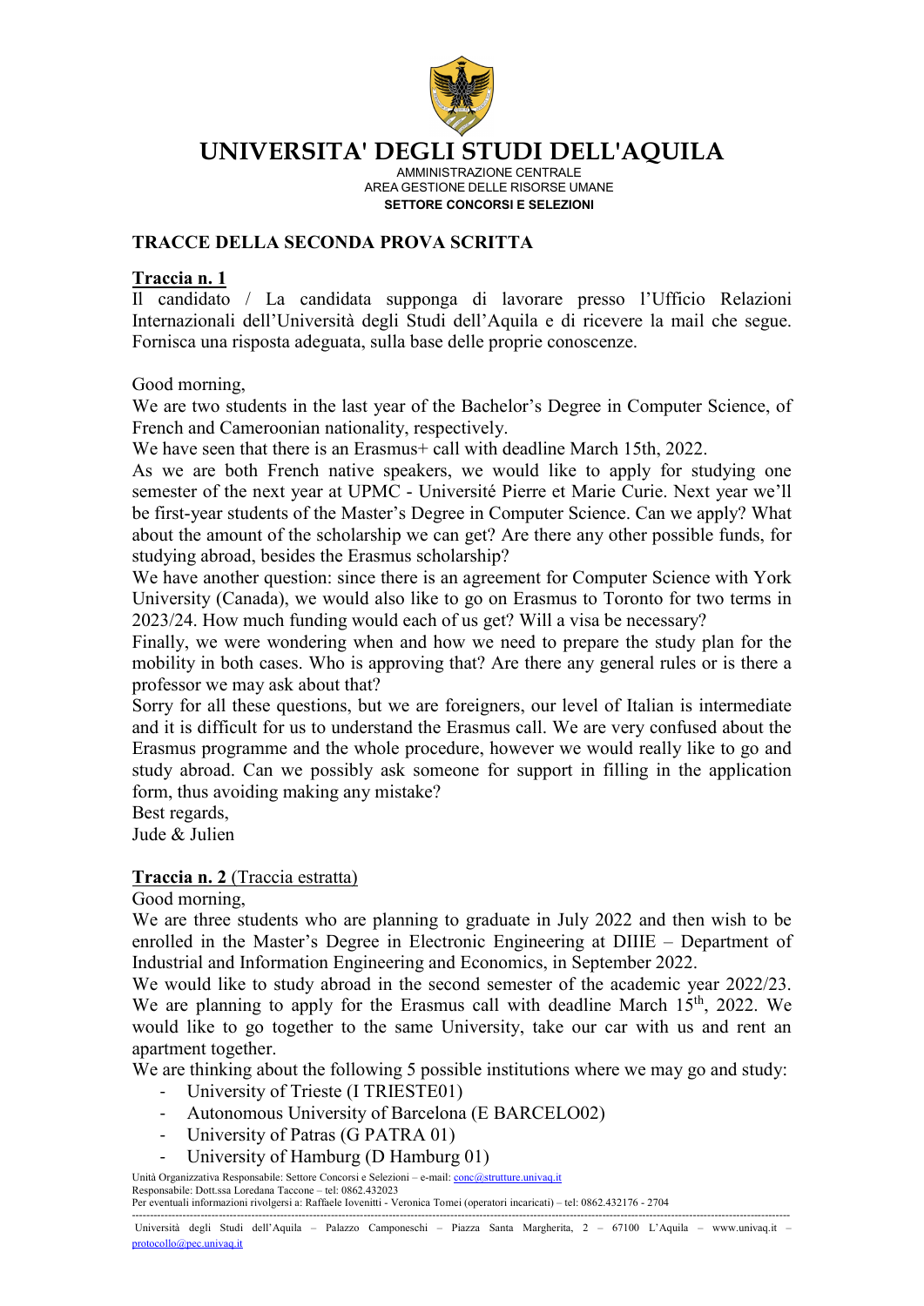# UNIVERSITA' DEGLI STUDI DELL'AQUILA

AMMINISTRAZIONE CENTRALE
AREA GESTIONE DELLE RISORSE UMANE
**SETTORE CONCORSI E SELEZIONI**

## TRACCE DELLA SECONDA PROVA SCRITTA

### Traccia n. 1

Il candidato / La candidata supponga di lavorare presso l'Ufficio Relazioni Internazionali dell'Università degli Studi dell'Aquila e di ricevere la mail che segue. Fornisca una risposta adeguata, sulla base delle proprie conoscenze.

Good morning,
We are two students in the last year of the Bachelor's Degree in Computer Science, of French and Cameroonian nationality, respectively.
We have seen that there is an Erasmus+ call with deadline March 15th, 2022.
As we are both French native speakers, we would like to apply for studying one semester of the next year at UPMC - Université Pierre et Marie Curie. Next year we'll be first-year students of the Master's Degree in Computer Science. Can we apply? What about the amount of the scholarship we can get? Are there any other possible funds, for studying abroad, besides the Erasmus scholarship?
We have another question: since there is an agreement for Computer Science with York University (Canada), we would also like to go on Erasmus to Toronto for two terms in 2023/24. How much funding would each of us get? Will a visa be necessary?
Finally, we were wondering when and how we need to prepare the study plan for the mobility in both cases. Who is approving that? Are there any general rules or is there a professor we may ask about that?
Sorry for all these questions, but we are foreigners, our level of Italian is intermediate and it is difficult for us to understand the Erasmus call. We are very confused about the Erasmus programme and the whole procedure, however we would really like to go and study abroad. Can we possibly ask someone for support in filling in the application form, thus avoiding making any mistake?
Best regards,
Jude & Julien

### Traccia n. 2 (Traccia estratta)

Good morning,
We are three students who are planning to graduate in July 2022 and then wish to be enrolled in the Master's Degree in Electronic Engineering at DIIIE – Department of Industrial and Information Engineering and Economics, in September 2022.
We would like to study abroad in the second semester of the academic year 2022/23. We are planning to apply for the Erasmus call with deadline March 15th, 2022. We would like to go together to the same University, take our car with us and rent an apartment together.
We are thinking about the following 5 possible institutions where we may go and study:

- University of Trieste (I TRIESTE01)
- Autonomous University of Barcelona (E BARCELO02)
- University of Patras (G PATRA 01)
- University of Hamburg (D Hamburg 01)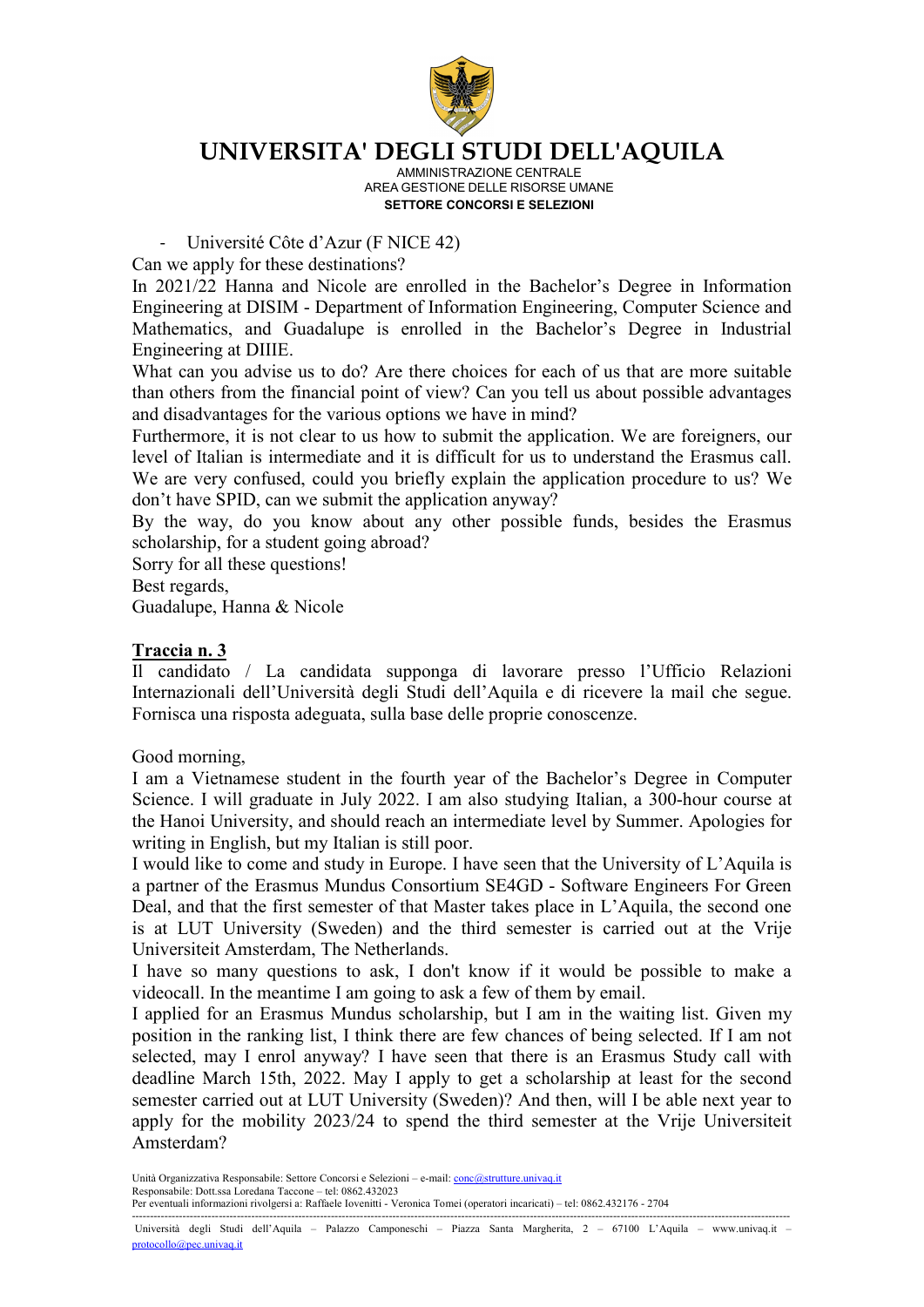- Université Côte d'Azur (F NICE 42)

Can we apply for these destinations?

In 2021/22 Hanna and Nicole are enrolled in the Bachelor's Degree in Information Engineering at DISIM - Department of Information Engineering, Computer Science and Mathematics, and Guadalupe is enrolled in the Bachelor's Degree in Industrial Engineering at DIIIE.

What can you advise us to do? Are there choices for each of us that are more suitable than others from the financial point of view? Can you tell us about possible advantages and disadvantages for the various options we have in mind?

Furthermore, it is not clear to us how to submit the application. We are foreigners, our level of Italian is intermediate and it is difficult for us to understand the Erasmus call. We are very confused, could you briefly explain the application procedure to us? We don't have SPID, can we submit the application anyway?

By the way, do you know about any other possible funds, besides the Erasmus scholarship, for a student going abroad?

Sorry for all these questions!

Best regards,

Guadalupe, Hanna & Nicole

**Traccia n. 3**

Il candidato / La candidata supponga di lavorare presso l'Ufficio Relazioni Internazionali dell'Università degli Studi dell'Aquila e di ricevere la mail che segue. Fornisca una risposta adeguata, sulla base delle proprie conoscenze.

Good morning,

I am a Vietnamese student in the fourth year of the Bachelor's Degree in Computer Science. I will graduate in July 2022. I am also studying Italian, a 300-hour course at the Hanoi University, and should reach an intermediate level by Summer. Apologies for writing in English, but my Italian is still poor.

I would like to come and study in Europe. I have seen that the University of L'Aquila is a partner of the Erasmus Mundus Consortium SE4GD - Software Engineers For Green Deal, and that the first semester of that Master takes place in L'Aquila, the second one is at LUT University (Sweden) and the third semester is carried out at the Vrije Universiteit Amsterdam, The Netherlands.

I have so many questions to ask, I don't know if it would be possible to make a videocall. In the meantime I am going to ask a few of them by email.

I applied for an Erasmus Mundus scholarship, but I am in the waiting list. Given my position in the ranking list, I think there are few chances of being selected. If I am not selected, may I enrol anyway? I have seen that there is an Erasmus Study call with deadline March 15th, 2022. May I apply to get a scholarship at least for the second semester carried out at LUT University (Sweden)? And then, will I be able next year to apply for the mobility 2023/24 to spend the third semester at the Vrije Universiteit Amsterdam?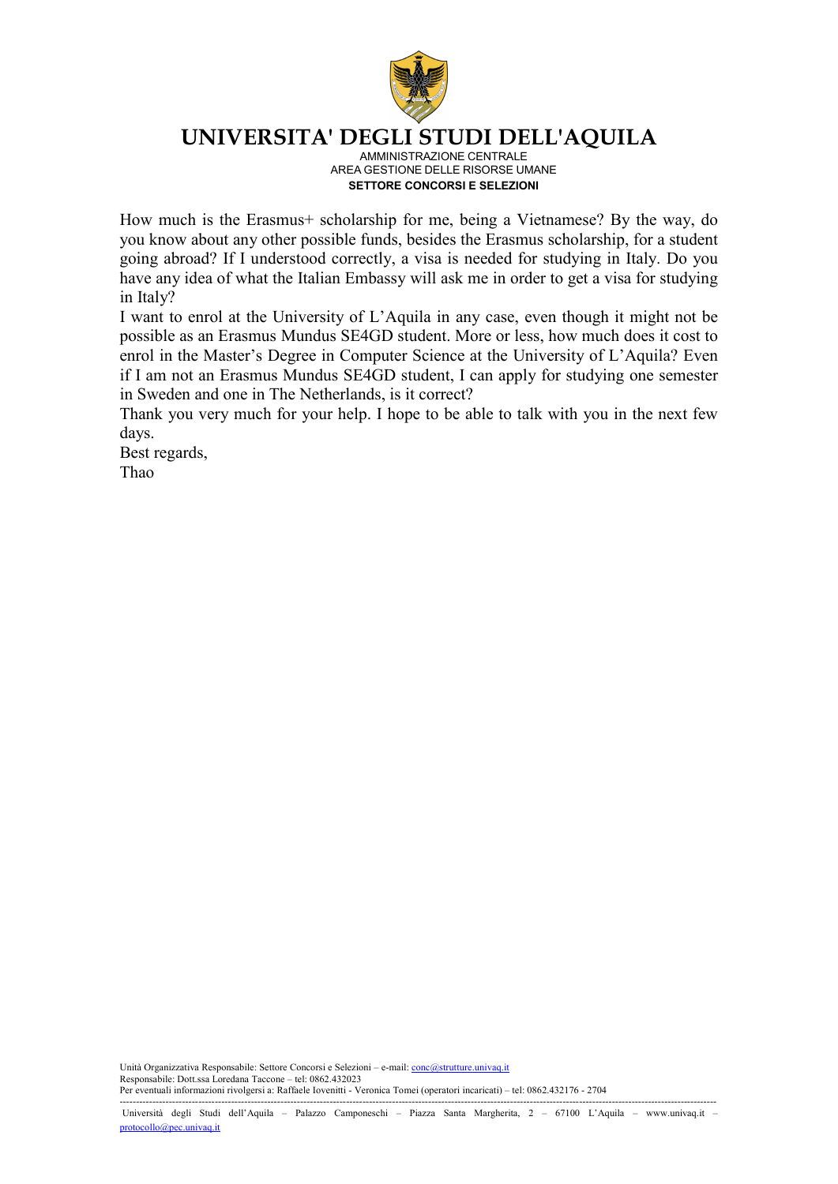How much is the Erasmus+ scholarship for me, being a Vietnamese? By the way, do you know about any other possible funds, besides the Erasmus scholarship, for a student going abroad? If I understood correctly, a visa is needed for studying in Italy. Do you have any idea of what the Italian Embassy will ask me in order to get a visa for studying in Italy?

I want to enrol at the University of L'Aquila in any case, even though it might not be possible as an Erasmus Mundus SE4GD student. More or less, how much does it cost to enrol in the Master's Degree in Computer Science at the University of L'Aquila? Even if I am not an Erasmus Mundus SE4GD student, I can apply for studying one semester in Sweden and one in The Netherlands, is it correct?

Thank you very much for your help. I hope to be able to talk with you in the next few days.

Best regards,

Thao